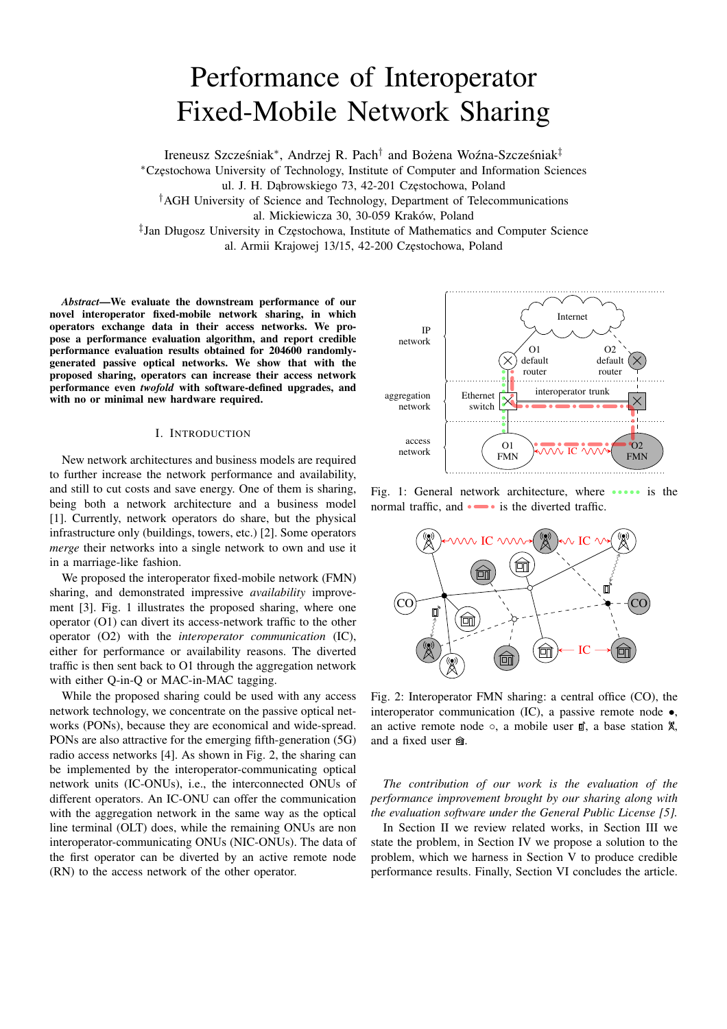# Performance of Interoperator Fixed-Mobile Network Sharing

Ireneusz Szcześniak*, Andrzej R. Pach† and Bożena Woźna-Szcześniak‡

*Częstochowa University of Technology, Institute of Computer and Information Sciences
ul. J. H. Dąbrowskiego 73, 42-201 Częstochowa, Poland

†AGH University of Science and Technology, Department of Telecommunications
al. Mickiewicza 30, 30-059 Kraków, Poland

‡Jan Długosz University in Częstochowa, Institute of Mathematics and Computer Science
al. Armii Krajowej 13/15, 42-200 Częstochowa, Poland

***Abstract*—We evaluate the downstream performance of our novel interoperator fixed-mobile network sharing, in which operators exchange data in their access networks. We propose a performance evaluation algorithm, and report credible performance evaluation results obtained for 204600 randomly-generated passive optical networks. We show that with the proposed sharing, operators can increase their access network performance even *twofold* with software-defined upgrades, and with no or minimal new hardware required.**

## I. Introduction

New network architectures and business models are required to further increase the network performance and availability, and still to cut costs and save energy. One of them is sharing, being both a network architecture and a business model [1]. Currently, network operators do share, but the physical infrastructure only (buildings, towers, etc.) [2]. Some operators *merge* their networks into a single network to own and use it in a marriage-like fashion.

We proposed the interoperator fixed-mobile network (FMN) sharing, and demonstrated impressive *availability* improvement [3]. Fig. 1 illustrates the proposed sharing, where one operator (O1) can divert its access-network traffic to the other operator (O2) with the *interoperator communication* (IC), either for performance or availability reasons. The diverted traffic is then sent back to O1 through the aggregation network with either Q-in-Q or MAC-in-MAC tagging.

While the proposed sharing could be used with any access network technology, we concentrate on the passive optical networks (PONs), because they are economical and wide-spread. PONs are also attractive for the emerging fifth-generation (5G) radio access networks [4]. As shown in Fig. 2, the sharing can be implemented by the interoperator-communicating optical network units (IC-ONUs), i.e., the interconnected ONUs of different operators. An IC-ONU can offer the communication with the aggregation network in the same way as the optical line terminal (OLT) does, while the remaining ONUs are non interoperator-communicating ONUs (NIC-ONUs). The data of the first operator can be diverted by an active remote node (RN) to the access network of the other operator.

Fig. 1: General network architecture, where ••••• is the normal traffic, and •━• is the diverted traffic.

Fig. 2: Interoperator FMN sharing: a central office (CO), the interoperator communication (IC), a passive remote node •, an active remote node ○, a mobile user, a base station, and a fixed user.

*The contribution of our work is the evaluation of the performance improvement brought by our sharing along with the evaluation software under the General Public License [5].*

In Section II we review related works, in Section III we state the problem, in Section IV we propose a solution to the problem, which we harness in Section V to produce credible performance results. Finally, Section VI concludes the article.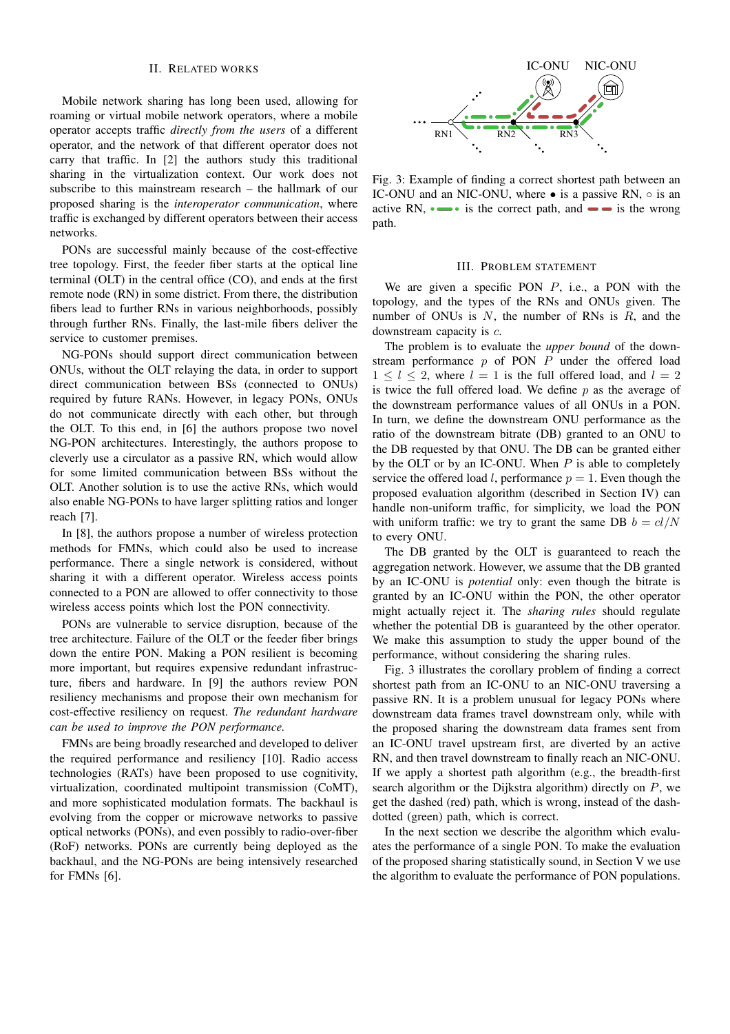## II. Related Works

Mobile network sharing has long been used, allowing for roaming or virtual mobile network operators, where a mobile operator accepts traffic *directly from the users* of a different operator, and the network of that different operator does not carry that traffic. In [2] the authors study this traditional sharing in the virtualization context. Our work does not subscribe to this mainstream research – the hallmark of our proposed sharing is the *interoperator communication*, where traffic is exchanged by different operators between their access networks.

PONs are successful mainly because of the cost-effective tree topology. First, the feeder fiber starts at the optical line terminal (OLT) in the central office (CO), and ends at the first remote node (RN) in some district. From there, the distribution fibers lead to further RNs in various neighborhoods, possibly through further RNs. Finally, the last-mile fibers deliver the service to customer premises.

NG-PONs should support direct communication between ONUs, without the OLT relaying the data, in order to support direct communication between BSs (connected to ONUs) required by future RANs. However, in legacy PONs, ONUs do not communicate directly with each other, but through the OLT. To this end, in [6] the authors propose two novel NG-PON architectures. Interestingly, the authors propose to cleverly use a circulator as a passive RN, which would allow for some limited communication between BSs without the OLT. Another solution is to use the active RNs, which would also enable NG-PONs to have larger splitting ratios and longer reach [7].

In [8], the authors propose a number of wireless protection methods for FMNs, which could also be used to increase performance. There a single network is considered, without sharing it with a different operator. Wireless access points connected to a PON are allowed to offer connectivity to those wireless access points which lost the PON connectivity.

PONs are vulnerable to service disruption, because of the tree architecture. Failure of the OLT or the feeder fiber brings down the entire PON. Making a PON resilient is becoming more important, but requires expensive redundant infrastructure, fibers and hardware. In [9] the authors review PON resiliency mechanisms and propose their own mechanism for cost-effective resiliency on request. *The redundant hardware can be used to improve the PON performance.*

FMNs are being broadly researched and developed to deliver the required performance and resiliency [10]. Radio access technologies (RATs) have been proposed to use cognitivity, virtualization, coordinated multipoint transmission (CoMT), and more sophisticated modulation formats. The backhaul is evolving from the copper or microwave networks to passive optical networks (PONs), and even possibly to radio-over-fiber (RoF) networks. PONs are currently being deployed as the backhaul, and the NG-PONs are being intensively researched for FMNs [6].

Fig. 3: Example of finding a correct shortest path between an IC-ONU and an NIC-ONU, where • is a passive RN, ◦ is an active RN, (green dash-dotted line) is the correct path, and (red dashed line) is the wrong path.

## III. Problem Statement

We are given a specific PON $P$, i.e., a PON with the topology, and the types of the RNs and ONUs given. The number of ONUs is $N$, the number of RNs is $R$, and the downstream capacity is $c$.

The problem is to evaluate the *upper bound* of the downstream performance $p$ of PON $P$ under the offered load $1 \leq l \leq 2$, where $l = 1$ is the full offered load, and $l = 2$ is twice the full offered load. We define $p$ as the average of the downstream performance values of all ONUs in a PON. In turn, we define the downstream ONU performance as the ratio of the downstream bitrate (DB) granted to an ONU to the DB requested by that ONU. The DB can be granted either by the OLT or by an IC-ONU. When $P$ is able to completely service the offered load $l$, performance $p = 1$. Even though the proposed evaluation algorithm (described in Section IV) can handle non-uniform traffic, for simplicity, we load the PON with uniform traffic: we try to grant the same DB $b = cl/N$ to every ONU.

The DB granted by the OLT is guaranteed to reach the aggregation network. However, we assume that the DB granted by an IC-ONU is *potential* only: even though the bitrate is granted by an IC-ONU within the PON, the other operator might actually reject it. The *sharing rules* should regulate whether the potential DB is guaranteed by the other operator. We make this assumption to study the upper bound of the performance, without considering the sharing rules.

Fig. 3 illustrates the corollary problem of finding a correct shortest path from an IC-ONU to an NIC-ONU traversing a passive RN. It is a problem unusual for legacy PONs where downstream data frames travel downstream only, while with the proposed sharing the downstream data frames sent from an IC-ONU travel upstream first, are diverted by an active RN, and then travel downstream to finally reach an NIC-ONU. If we apply a shortest path algorithm (e.g., the breadth-first search algorithm or the Dijkstra algorithm) directly on $P$, we get the dashed (red) path, which is wrong, instead of the dash-dotted (green) path, which is correct.

In the next section we describe the algorithm which evaluates the performance of a single PON. To make the evaluation of the proposed sharing statistically sound, in Section V we use the algorithm to evaluate the performance of PON populations.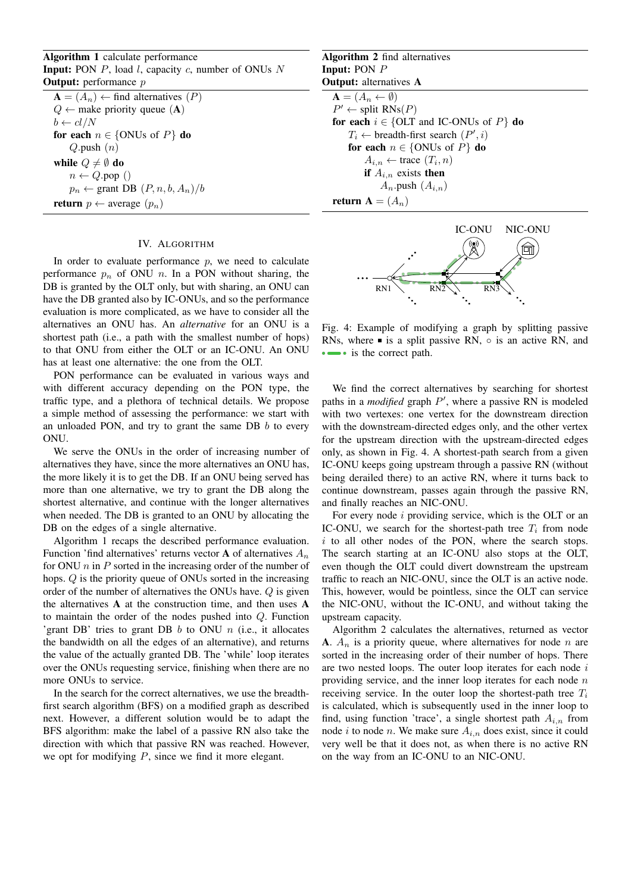**Algorithm 1** calculate performance
**Input:** PON $P$, load $l$, capacity $c$, number of ONUs $N$
**Output:** performance $p$

```
A = (A_n) ← find alternatives (P)
Q ← make priority queue (A)
b ← cl/N
for each n ∈ {ONUs of P} do
    Q.push (n)
while Q ≠ ∅ do
    n ← Q.pop ()
    p_n ← grant DB (P, n, b, A_n)/b
return p ← average (p_n)
```

**Algorithm 2** find alternatives
**Input:** PON $P$
**Output:** alternatives **A**

```
A = (A_n ← ∅)
P' ← split RNs(P)
for each i ∈ {OLT and IC-ONUs of P} do
    T_i ← breadth-first search (P', i)
    for each n ∈ {ONUs of P} do
        A_{i,n} ← trace (T_i, n)
        if A_{i,n} exists then
            A_n.push (A_{i,n})
return A = (A_n)
```

## IV. Algorithm

In order to evaluate performance $p$, we need to calculate performance $p_n$ of ONU $n$. In a PON without sharing, the DB is granted by the OLT only, but with sharing, an ONU can have the DB granted also by IC-ONUs, and so the performance evaluation is more complicated, as we have to consider all the alternatives an ONU has. An *alternative* for an ONU is a shortest path (i.e., a path with the smallest number of hops) to that ONU from either the OLT or an IC-ONU. An ONU has at least one alternative: the one from the OLT.

PON performance can be evaluated in various ways and with different accuracy depending on the PON type, the traffic type, and a plethora of technical details. We propose a simple method of assessing the performance: we start with an unloaded PON, and try to grant the same DB $b$ to every ONU.

We serve the ONUs in the order of increasing number of alternatives they have, since the more alternatives an ONU has, the more likely it is to get the DB. If an ONU being served has more than one alternative, we try to grant the DB along the shortest alternative, and continue with the longer alternatives when needed. The DB is granted to an ONU by allocating the DB on the edges of a single alternative.

Algorithm 1 recaps the described performance evaluation. Function 'find alternatives' returns vector **A** of alternatives $A_n$ for ONU $n$ in $P$ sorted in the increasing order of the number of hops. $Q$ is the priority queue of ONUs sorted in the increasing order of the number of alternatives the ONUs have. $Q$ is given the alternatives **A** at the construction time, and then uses **A** to maintain the order of the nodes pushed into $Q$. Function 'grant DB' tries to grant DB $b$ to ONU $n$ (i.e., it allocates the bandwidth on all the edges of an alternative), and returns the value of the actually granted DB. The 'while' loop iterates over the ONUs requesting service, finishing when there are no more ONUs to service.

In the search for the correct alternatives, we use the breadth-first search algorithm (BFS) on a modified graph as described next. However, a different solution would be to adapt the BFS algorithm: make the label of a passive RN also take the direction with which that passive RN was reached. However, we opt for modifying $P$, since we find it more elegant.

Fig. 4: Example of modifying a graph by splitting passive RNs, where ▪ is a split passive RN, ○ is an active RN, and •▬• is the correct path.

We find the correct alternatives by searching for shortest paths in a *modified* graph $P'$, where a passive RN is modeled with two vertexes: one vertex for the downstream direction with the downstream-directed edges only, and the other vertex for the upstream direction with the upstream-directed edges only, as shown in Fig. 4. A shortest-path search from a given IC-ONU keeps going upstream through a passive RN (without being derailed there) to an active RN, where it turns back to continue downstream, passes again through the passive RN, and finally reaches an NIC-ONU.

For every node $i$ providing service, which is the OLT or an IC-ONU, we search for the shortest-path tree $T_i$ from node $i$ to all other nodes of the PON, where the search stops. The search starting at an IC-ONU also stops at the OLT, even though the OLT could divert downstream the upstream traffic to reach an NIC-ONU, since the OLT is an active node. This, however, would be pointless, since the OLT can service the NIC-ONU, without the IC-ONU, and without taking the upstream capacity.

Algorithm 2 calculates the alternatives, returned as vector **A**. $A_n$ is a priority queue, where alternatives for node $n$ are sorted in the increasing order of their number of hops. There are two nested loops. The outer loop iterates for each node $i$ providing service, and the inner loop iterates for each node $n$ receiving service. In the outer loop the shortest-path tree $T_i$ is calculated, which is subsequently used in the inner loop to find, using function 'trace', a single shortest path $A_{i,n}$ from node $i$ to node $n$. We make sure $A_{i,n}$ does exist, since it could very well be that it does not, as when there is no active RN on the way from an IC-ONU to an NIC-ONU.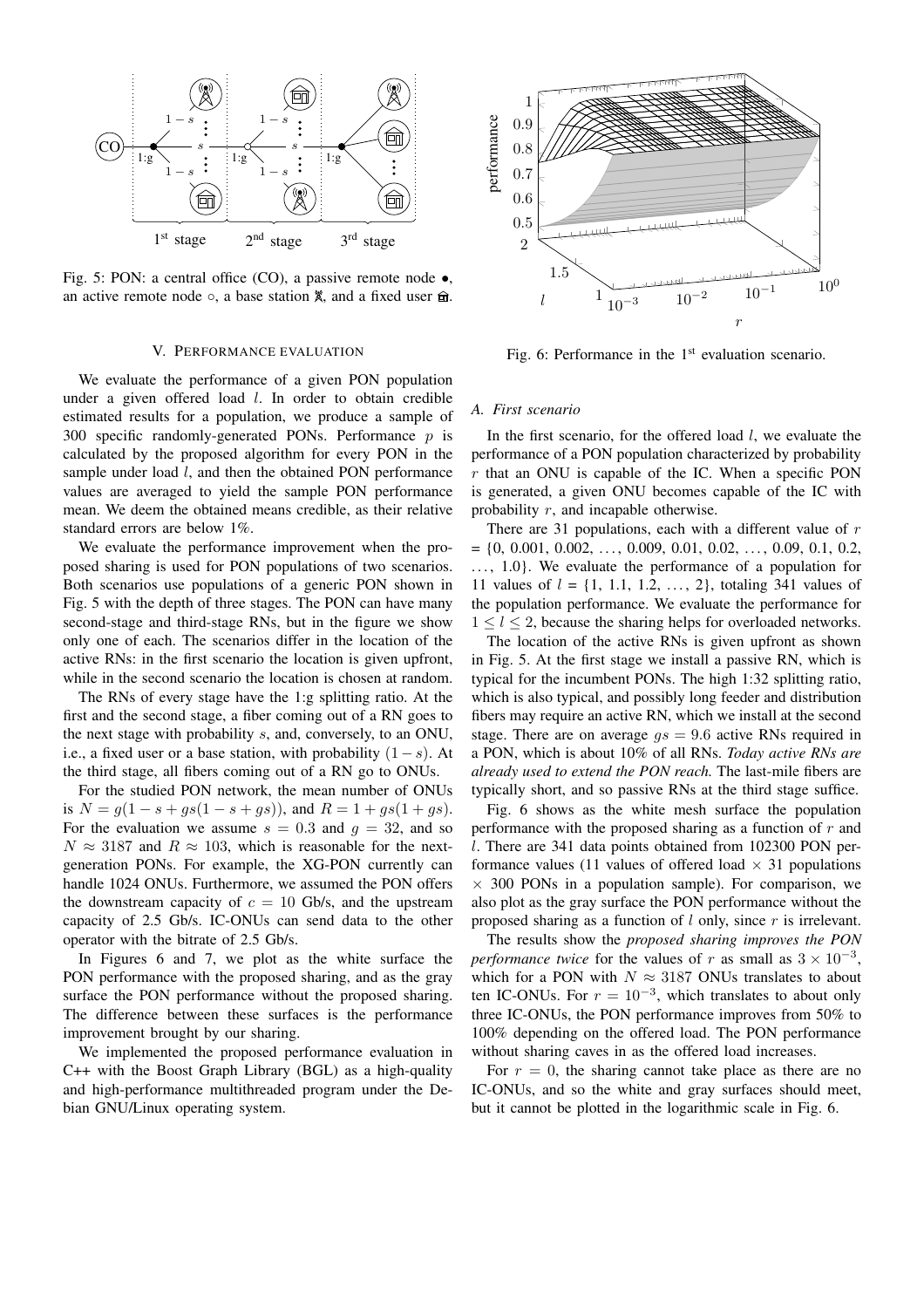Fig. 5: PON: a central office (CO), a passive remote node •, an active remote node ◦, a base station, and a fixed user.

## V. Performance evaluation

We evaluate the performance of a given PON population under a given offered load $l$. In order to obtain credible estimated results for a population, we produce a sample of 300 specific randomly-generated PONs. Performance $p$ is calculated by the proposed algorithm for every PON in the sample under load $l$, and then the obtained PON performance values are averaged to yield the sample PON performance mean. We deem the obtained means credible, as their relative standard errors are below 1%.

We evaluate the performance improvement when the proposed sharing is used for PON populations of two scenarios. Both scenarios use populations of a generic PON shown in Fig. 5 with the depth of three stages. The PON can have many second-stage and third-stage RNs, but in the figure we show only one of each. The scenarios differ in the location of the active RNs: in the first scenario the location is given upfront, while in the second scenario the location is chosen at random.

The RNs of every stage have the 1:g splitting ratio. At the first and the second stage, a fiber coming out of a RN goes to the next stage with probability $s$, and, conversely, to an ONU, i.e., a fixed user or a base station, with probability $(1-s)$. At the third stage, all fibers coming out of a RN go to ONUs.

For the studied PON network, the mean number of ONUs is $N = g(1-s+gs(1-s+gs))$, and $R = 1+gs(1+gs)$. For the evaluation we assume $s = 0.3$ and $g = 32$, and so $N \approx 3187$ and $R \approx 103$, which is reasonable for the next-generation PONs. For example, the XG-PON currently can handle 1024 ONUs. Furthermore, we assumed the PON offers the downstream capacity of $c = 10$ Gb/s, and the upstream capacity of 2.5 Gb/s. IC-ONUs can send data to the other operator with the bitrate of 2.5 Gb/s.

In Figures 6 and 7, we plot as the white surface the PON performance with the proposed sharing, and as the gray surface the PON performance without the proposed sharing. The difference between these surfaces is the performance improvement brought by our sharing.

We implemented the proposed performance evaluation in C++ with the Boost Graph Library (BGL) as a high-quality and high-performance multithreaded program under the Debian GNU/Linux operating system.

Fig. 6: Performance in the 1[st] evaluation scenario.

### A. First scenario

In the first scenario, for the offered load $l$, we evaluate the performance of a PON population characterized by probability $r$ that an ONU is capable of the IC. When a specific PON is generated, a given ONU becomes capable of the IC with probability $r$, and incapable otherwise.

There are 31 populations, each with a different value of $r$ = {0, 0.001, 0.002, …, 0.009, 0.01, 0.02, …, 0.09, 0.1, 0.2, …, 1.0}. We evaluate the performance of a population for 11 values of $l$ = {1, 1.1, 1.2, …, 2}, totaling 341 values of the population performance. We evaluate the performance for $1 \leq l \leq 2$, because the sharing helps for overloaded networks.

The location of the active RNs is given upfront as shown in Fig. 5. At the first stage we install a passive RN, which is typical for the incumbent PONs. The high 1:32 splitting ratio, which is also typical, and possibly long feeder and distribution fibers may require an active RN, which we install at the second stage. There are on average $gs = 9.6$ active RNs required in a PON, which is about 10% of all RNs. *Today active RNs are already used to extend the PON reach.* The last-mile fibers are typically short, and so passive RNs at the third stage suffice.

Fig. 6 shows as the white mesh surface the population performance with the proposed sharing as a function of $r$ and $l$. There are 341 data points obtained from 102300 PON performance values (11 values of offered load × 31 populations × 300 PONs in a population sample). For comparison, we also plot as the gray surface the PON performance without the proposed sharing as a function of $l$ only, since $r$ is irrelevant.

The results show the *proposed sharing improves the PON performance twice* for the values of $r$ as small as $3 \times 10^{-3}$, which for a PON with $N \approx 3187$ ONUs translates to about ten IC-ONUs. For $r = 10^{-3}$, which translates to about only three IC-ONUs, the PON performance improves from 50% to 100% depending on the offered load. The PON performance without sharing caves in as the offered load increases.

For $r = 0$, the sharing cannot take place as there are no IC-ONUs, and so the white and gray surfaces should meet, but it cannot be plotted in the logarithmic scale in Fig. 6.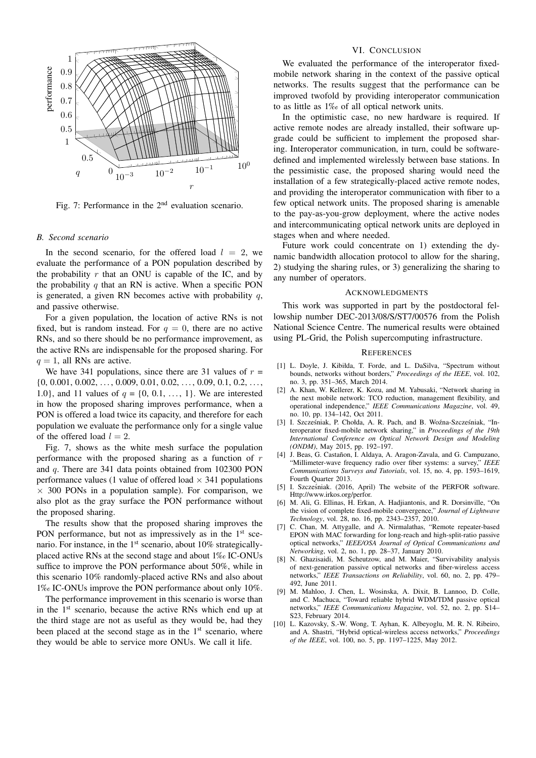performance
1
0.9
0.8
0.7
0.6
0.5
1
0.5
$q$
0
$10^{-3}$
$10^{-2}$
$10^{-1}$
$10^{0}$
$r$

Fig. 7: Performance in the 2nd evaluation scenario.

### B. Second scenario

In the second scenario, for the offered load $l = 2$, we evaluate the performance of a PON population described by the probability $r$ that an ONU is capable of the IC, and by the probability $q$ that an RN is active. When a specific PON is generated, a given RN becomes active with probability $q$, and passive otherwise.

For a given population, the location of active RNs is not fixed, but is random instead. For $q = 0$, there are no active RNs, and so there should be no performance improvement, as the active RNs are indispensable for the proposed sharing. For $q = 1$, all RNs are active.

We have 341 populations, since there are 31 values of $r$ = $\{0, 0.001, 0.002, \ldots, 0.009, 0.01, 0.02, \ldots, 0.09, 0.1, 0.2, \ldots, 1.0\}$, and 11 values of $q$ = $\{0, 0.1, \ldots, 1\}$. We are interested in how the proposed sharing improves performance, when a PON is offered a load twice its capacity, and therefore for each population we evaluate the performance only for a single value of the offered load $l = 2$.

Fig. 7, shows as the white mesh surface the population performance with the proposed sharing as a function of $r$ and $q$. There are 341 data points obtained from 102300 PON performance values (1 value of offered load $\times$ 341 populations $\times$ 300 PONs in a population sample). For comparison, we also plot as the gray surface the PON performance without the proposed sharing.

The results show that the proposed sharing improves the PON performance, but not as impressively as in the 1st scenario. For instance, in the 1st scenario, about 10% strategically-placed active RNs at the second stage and about 1‰ IC-ONUs suffice to improve the PON performance about 50%, while in this scenario 10% randomly-placed active RNs and also about 1‰ IC-ONUs improve the PON performance about only 10%.

The performance improvement in this scenario is worse than in the 1st scenario, because the active RNs which end up at the third stage are not as useful as they would be, had they been placed at the second stage as in the 1st scenario, where they would be able to service more ONUs. We call it life.

## VI. Conclusion

We evaluated the performance of the interoperator fixed-mobile network sharing in the context of the passive optical networks. The results suggest that the performance can be improved twofold by providing interoperator communication to as little as 1‰ of all optical network units.

In the optimistic case, no new hardware is required. If active remote nodes are already installed, their software upgrade could be sufficient to implement the proposed sharing. Interoperator communication, in turn, could be software-defined and implemented wirelessly between base stations. In the pessimistic case, the proposed sharing would need the installation of a few strategically-placed active remote nodes, and providing the interoperator communication with fiber to a few optical network units. The proposed sharing is amenable to the pay-as-you-grow deployment, where the active nodes and intercommunicating optical network units are deployed in stages when and where needed.

Future work could concentrate on 1) extending the dynamic bandwidth allocation protocol to allow for the sharing, 2) studying the sharing rules, or 3) generalizing the sharing to any number of operators.

## Acknowledgments

This work was supported in part by the postdoctoral fellowship number DEC-2013/08/S/ST7/00576 from the Polish National Science Centre. The numerical results were obtained using PL-Grid, the Polish supercomputing infrastructure.

## References

[1] L. Doyle, J. Kibiłda, T. Forde, and L. DaSilva, "Spectrum without bounds, networks without borders," *Proceedings of the IEEE*, vol. 102, no. 3, pp. 351–365, March 2014.

[2] A. Khan, W. Kellerer, K. Kozu, and M. Yabusaki, "Network sharing in the next mobile network: TCO reduction, management flexibility, and operational independence," *IEEE Communications Magazine*, vol. 49, no. 10, pp. 134–142, Oct 2011.

[3] I. Szcześniak, P. Chołda, A. R. Pach, and B. Woźna-Szcześniak, "Interoperator fixed-mobile network sharing," in *Proceedings of the 19th International Conference on Optical Network Design and Modeling (ONDM)*, May 2015, pp. 192–197.

[4] J. Beas, G. Castañon, I. Aldaya, A. Aragon-Zavala, and G. Campuzano, "Millimeter-wave frequency radio over fiber systems: a survey," *IEEE Communications Surveys and Tutorials*, vol. 15, no. 4, pp. 1593–1619, Fourth Quarter 2013.

[5] I. Szcześniak. (2016, April) The website of the PERFOR software. Http://www.irkos.org/perfor.

[6] M. Ali, G. Ellinas, H. Erkan, A. Hadjiantonis, and R. Dorsinville, "On the vision of complete fixed-mobile convergence," *Journal of Lightwave Technology*, vol. 28, no. 16, pp. 2343–2357, 2010.

[7] C. Chan, M. Attygalle, and A. Nirmalathas, "Remote repeater-based EPON with MAC forwarding for long-reach and high-split-ratio passive optical networks," *IEEE/OSA Journal of Optical Communications and Networking*, vol. 2, no. 1, pp. 28–37, January 2010.

[8] N. Ghazisaidi, M. Scheutzow, and M. Maier, "Survivability analysis of next-generation passive optical networks and fiber-wireless access networks," *IEEE Transactions on Reliability*, vol. 60, no. 2, pp. 479–492, June 2011.

[9] M. Mahloo, J. Chen, L. Wosinska, A. Dixit, B. Lannoo, D. Colle, and C. Machuca, "Toward reliable hybrid WDM/TDM passive optical networks," *IEEE Communications Magazine*, vol. 52, no. 2, pp. S14–S23, February 2014.

[10] L. Kazovsky, S.-W. Wong, T. Ayhan, K. Albeyoglu, M. R. N. Ribeiro, and A. Shastri, "Hybrid optical-wireless access networks," *Proceedings of the IEEE*, vol. 100, no. 5, pp. 1197–1225, May 2012.